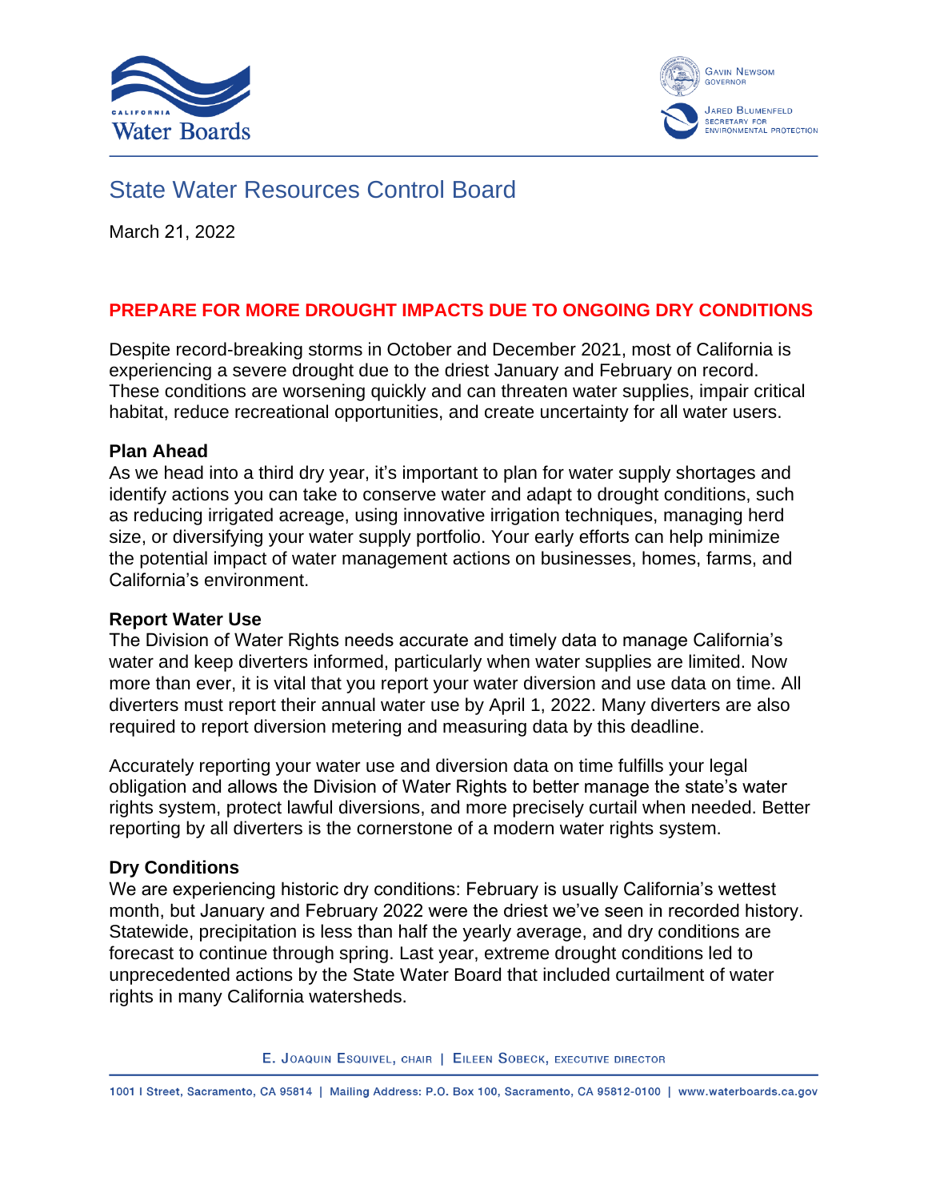# State Water Resources Control Board

March 21, 2022

## PREPARE FOR MORE DROUGHT IMPACTS DUE TO ONGOING DRY CONDITIONS

Despite record-breaking storms in October and December 2021, most of California is experiencing a severe drought due to the driest January and February on record. These conditions are worsening quickly and can threaten water supplies, impair critical habitat, reduce recreational opportunities, and create uncertainty for all water users.

### Plan Ahead

As we head into a third dry year, it's important to plan for water supply shortages and identify actions you can take to conserve water and adapt to drought conditions, such as reducing irrigated acreage, using innovative irrigation techniques, managing herd size, or diversifying your water supply portfolio. Your early efforts can help minimize the potential impact of water management actions on businesses, homes, farms, and California's environment.

### Report Water Use

The Division of Water Rights needs accurate and timely data to manage California's water and keep diverters informed, particularly when water supplies are limited. Now more than ever, it is vital that you report your water diversion and use data on time. All diverters must report their annual water use by April 1, 2022. Many diverters are also required to report diversion metering and measuring data by this deadline.

Accurately reporting your water use and diversion data on time fulfills your legal obligation and allows the Division of Water Rights to better manage the state's water rights system, protect lawful diversions, and more precisely curtail when needed. Better reporting by all diverters is the cornerstone of a modern water rights system.

### Dry Conditions

We are experiencing historic dry conditions: February is usually California's wettest month, but January and February 2022 were the driest we've seen in recorded history. Statewide, precipitation is less than half the yearly average, and dry conditions are forecast to continue through spring. Last year, extreme drought conditions led to unprecedented actions by the State Water Board that included curtailment of water rights in many California watersheds.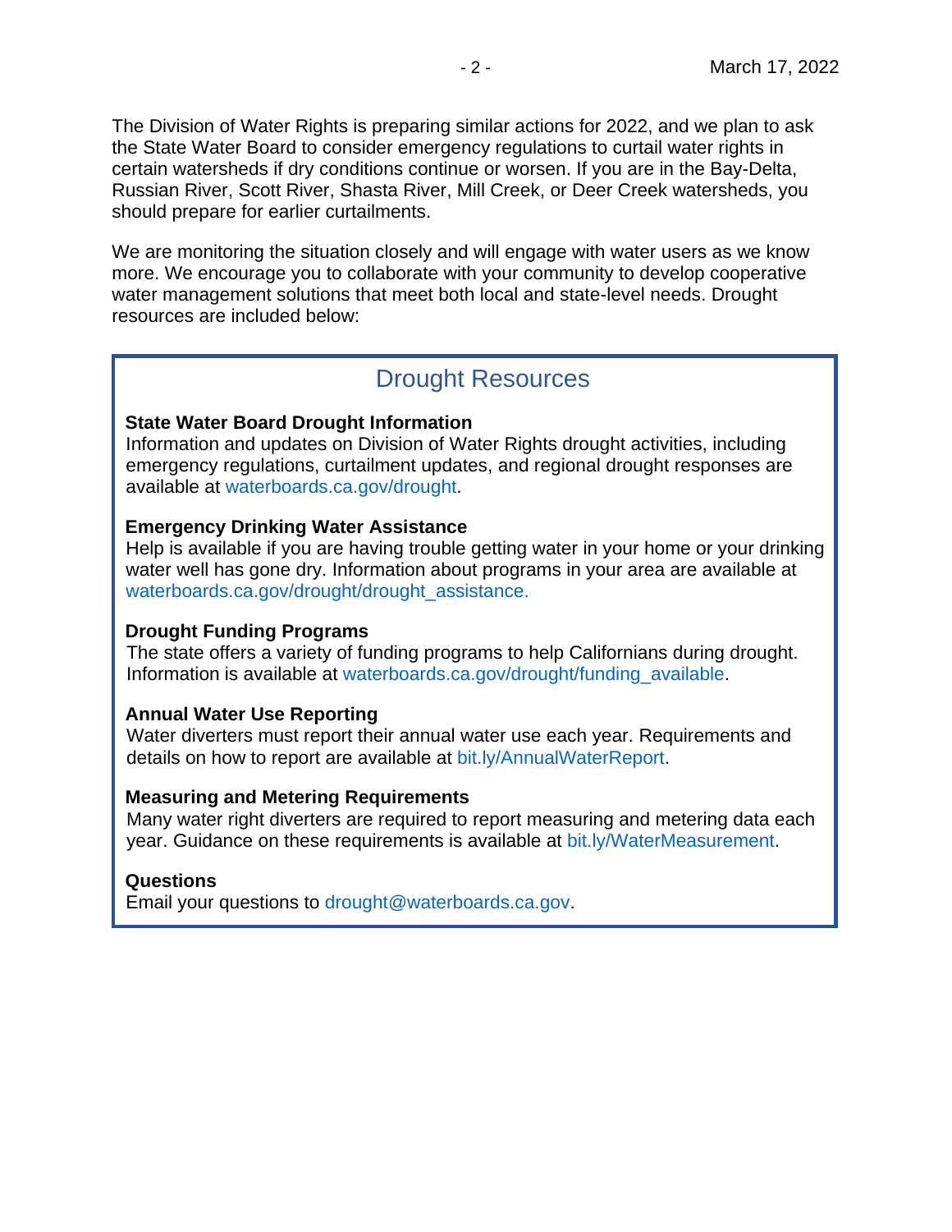The Division of Water Rights is preparing similar actions for 2022, and we plan to ask the State Water Board to consider emergency regulations to curtail water rights in certain watersheds if dry conditions continue or worsen. If you are in the Bay-Delta, Russian River, Scott River, Shasta River, Mill Creek, or Deer Creek watersheds, you should prepare for earlier curtailments.

We are monitoring the situation closely and will engage with water users as we know more. We encourage you to collaborate with your community to develop cooperative water management solutions that meet both local and state-level needs. Drought resources are included below:

## Drought Resources

**State Water Board Drought Information**
Information and updates on Division of Water Rights drought activities, including emergency regulations, curtailment updates, and regional drought responses are available at waterboards.ca.gov/drought.

**Emergency Drinking Water Assistance**
Help is available if you are having trouble getting water in your home or your drinking water well has gone dry. Information about programs in your area are available at waterboards.ca.gov/drought/drought_assistance.

**Drought Funding Programs**
The state offers a variety of funding programs to help Californians during drought. Information is available at waterboards.ca.gov/drought/funding_available.

**Annual Water Use Reporting**
Water diverters must report their annual water use each year. Requirements and details on how to report are available at bit.ly/AnnualWaterReport.

**Measuring and Metering Requirements**
Many water right diverters are required to report measuring and metering data each year. Guidance on these requirements is available at bit.ly/WaterMeasurement.

**Questions**
Email your questions to drought@waterboards.ca.gov.